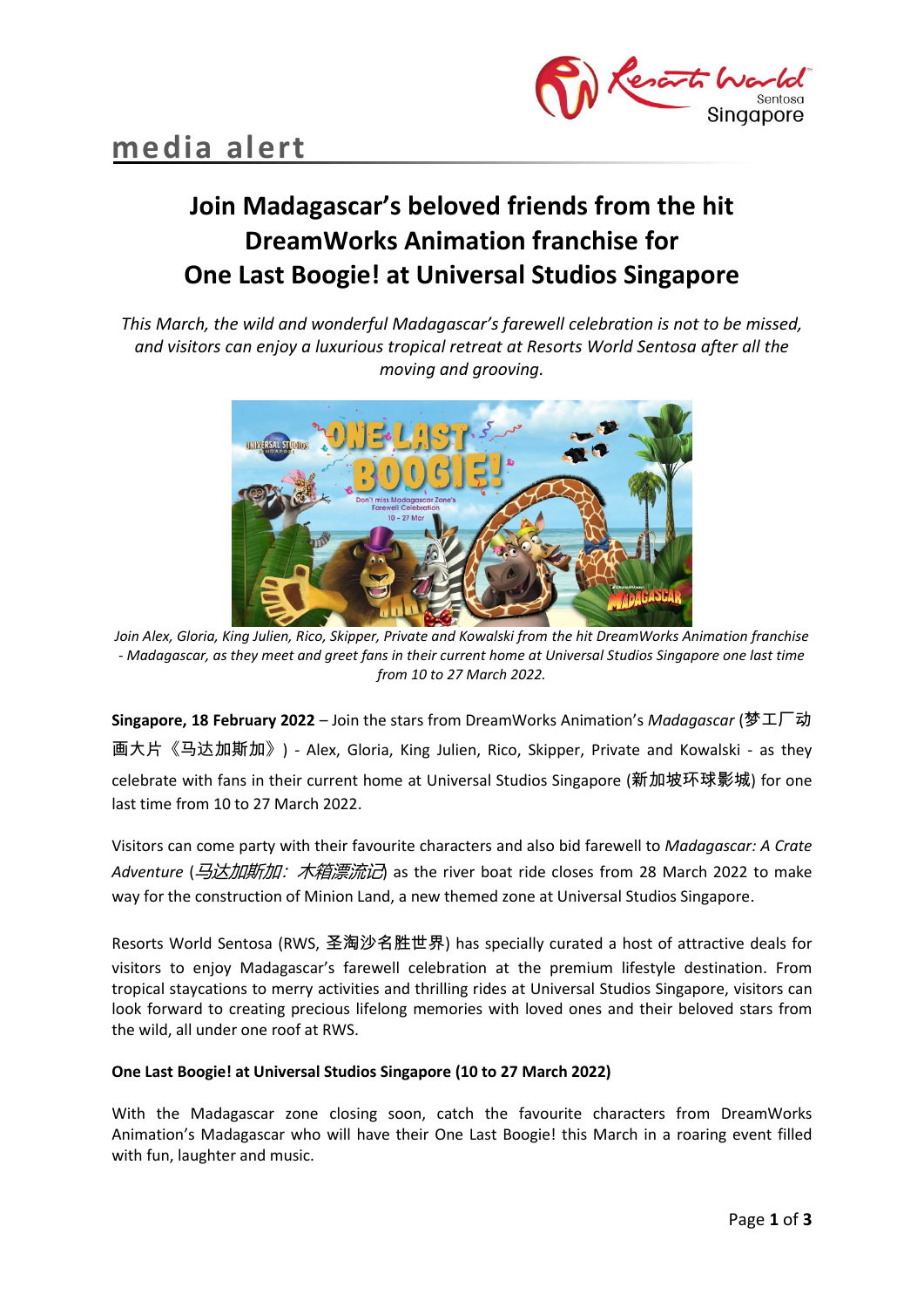media alert

# Join Madagascar's beloved friends from the hit DreamWorks Animation franchise for One Last Boogie! at Universal Studios Singapore

*This March, the wild and wonderful Madagascar's farewell celebration is not to be missed, and visitors can enjoy a luxurious tropical retreat at Resorts World Sentosa after all the moving and grooving.*

*Join Alex, Gloria, King Julien, Rico, Skipper, Private and Kowalski from the hit DreamWorks Animation franchise - Madagascar, as they meet and greet fans in their current home at Universal Studios Singapore one last time from 10 to 27 March 2022.*

**Singapore, 18 February 2022** – Join the stars from DreamWorks Animation's *Madagascar* (梦工厂动画大片《马达加斯加》) - Alex, Gloria, King Julien, Rico, Skipper, Private and Kowalski - as they celebrate with fans in their current home at Universal Studios Singapore (新加坡环球影城) for one last time from 10 to 27 March 2022.

Visitors can come party with their favourite characters and also bid farewell to *Madagascar: A Crate Adventure* (*马达加斯加：木箱漂流记*) as the river boat ride closes from 28 March 2022 to make way for the construction of Minion Land, a new themed zone at Universal Studios Singapore.

Resorts World Sentosa (RWS, 圣淘沙名胜世界) has specially curated a host of attractive deals for visitors to enjoy Madagascar's farewell celebration at the premium lifestyle destination. From tropical staycations to merry activities and thrilling rides at Universal Studios Singapore, visitors can look forward to creating precious lifelong memories with loved ones and their beloved stars from the wild, all under one roof at RWS.

**One Last Boogie! at Universal Studios Singapore (10 to 27 March 2022)**

With the Madagascar zone closing soon, catch the favourite characters from DreamWorks Animation's Madagascar who will have their One Last Boogie! this March in a roaring event filled with fun, laughter and music.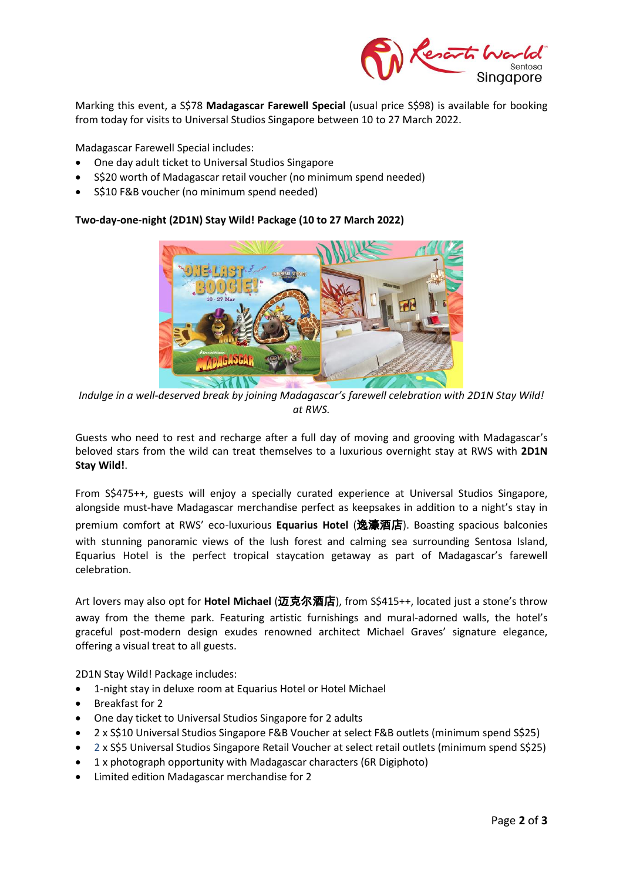Marking this event, a S$78 **Madagascar Farewell Special** (usual price S$98) is available for booking from today for visits to Universal Studios Singapore between 10 to 27 March 2022.

Madagascar Farewell Special includes:

- One day adult ticket to Universal Studios Singapore
- S$20 worth of Madagascar retail voucher (no minimum spend needed)
- S$10 F&B voucher (no minimum spend needed)

**Two-day-one-night (2D1N) Stay Wild! Package (10 to 27 March 2022)**

*Indulge in a well-deserved break by joining Madagascar's farewell celebration with 2D1N Stay Wild! at RWS.*

Guests who need to rest and recharge after a full day of moving and grooving with Madagascar's beloved stars from the wild can treat themselves to a luxurious overnight stay at RWS with **2D1N Stay Wild!**.

From S$475++, guests will enjoy a specially curated experience at Universal Studios Singapore, alongside must-have Madagascar merchandise perfect as keepsakes in addition to a night's stay in premium comfort at RWS' eco-luxurious **Equarius Hotel** (**逸濠酒店**). Boasting spacious balconies with stunning panoramic views of the lush forest and calming sea surrounding Sentosa Island, Equarius Hotel is the perfect tropical staycation getaway as part of Madagascar's farewell celebration.

Art lovers may also opt for **Hotel Michael** (**迈克尔酒店**), from S$415++, located just a stone's throw away from the theme park. Featuring artistic furnishings and mural-adorned walls, the hotel's graceful post-modern design exudes renowned architect Michael Graves' signature elegance, offering a visual treat to all guests.

2D1N Stay Wild! Package includes:

- 1-night stay in deluxe room at Equarius Hotel or Hotel Michael
- Breakfast for 2
- One day ticket to Universal Studios Singapore for 2 adults
- 2 x S$10 Universal Studios Singapore F&B Voucher at select F&B outlets (minimum spend S$25)
- 2 x S$5 Universal Studios Singapore Retail Voucher at select retail outlets (minimum spend S$25)
- 1 x photograph opportunity with Madagascar characters (6R Digiphoto)
- Limited edition Madagascar merchandise for 2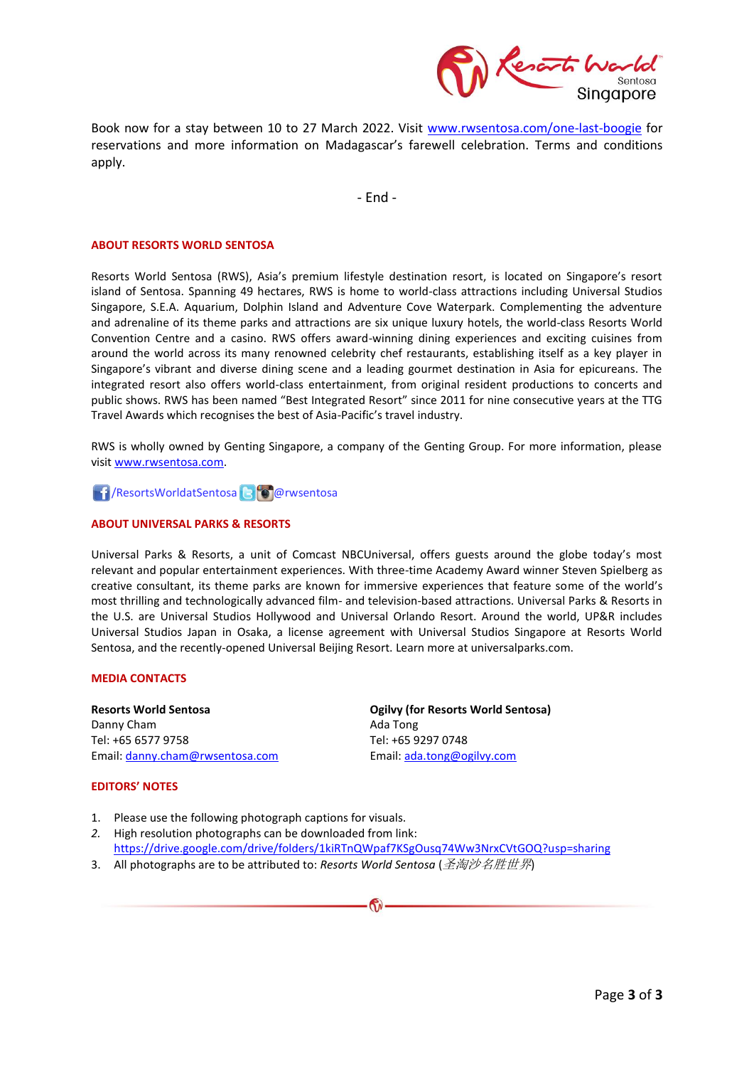Book now for a stay between 10 to 27 March 2022. Visit www.rwsentosa.com/one-last-boogie for reservations and more information on Madagascar's farewell celebration. Terms and conditions apply.

- End -

## ABOUT RESORTS WORLD SENTOSA

Resorts World Sentosa (RWS), Asia's premium lifestyle destination resort, is located on Singapore's resort island of Sentosa. Spanning 49 hectares, RWS is home to world-class attractions including Universal Studios Singapore, S.E.A. Aquarium, Dolphin Island and Adventure Cove Waterpark. Complementing the adventure and adrenaline of its theme parks and attractions are six unique luxury hotels, the world-class Resorts World Convention Centre and a casino. RWS offers award-winning dining experiences and exciting cuisines from around the world across its many renowned celebrity chef restaurants, establishing itself as a key player in Singapore's vibrant and diverse dining scene and a leading gourmet destination in Asia for epicureans. The integrated resort also offers world-class entertainment, from original resident productions to concerts and public shows. RWS has been named "Best Integrated Resort" since 2011 for nine consecutive years at the TTG Travel Awards which recognises the best of Asia-Pacific's travel industry.

RWS is wholly owned by Genting Singapore, a company of the Genting Group. For more information, please visit www.rwsentosa.com.

/ResortsWorldatSentosa @rwsentosa

## ABOUT UNIVERSAL PARKS & RESORTS

Universal Parks & Resorts, a unit of Comcast NBCUniversal, offers guests around the globe today's most relevant and popular entertainment experiences. With three-time Academy Award winner Steven Spielberg as creative consultant, its theme parks are known for immersive experiences that feature some of the world's most thrilling and technologically advanced film- and television-based attractions. Universal Parks & Resorts in the U.S. are Universal Studios Hollywood and Universal Orlando Resort. Around the world, UP&R includes Universal Studios Japan in Osaka, a license agreement with Universal Studios Singapore at Resorts World Sentosa, and the recently-opened Universal Beijing Resort. Learn more at universalparks.com.

## MEDIA CONTACTS

**Resorts World Sentosa**
Danny Cham
Tel: +65 6577 9758
Email: danny.cham@rwsentosa.com

**Ogilvy (for Resorts World Sentosa)**
Ada Tong
Tel: +65 9297 0748
Email: ada.tong@ogilvy.com

## EDITORS' NOTES

1. Please use the following photograph captions for visuals.
2. High resolution photographs can be downloaded from link: https://drive.google.com/drive/folders/1kiRTnQWpaf7KSgOusq74Ww3NrxCVtGOQ?usp=sharing
3. All photographs are to be attributed to: *Resorts World Sentosa* (*圣淘沙名胜世界*)